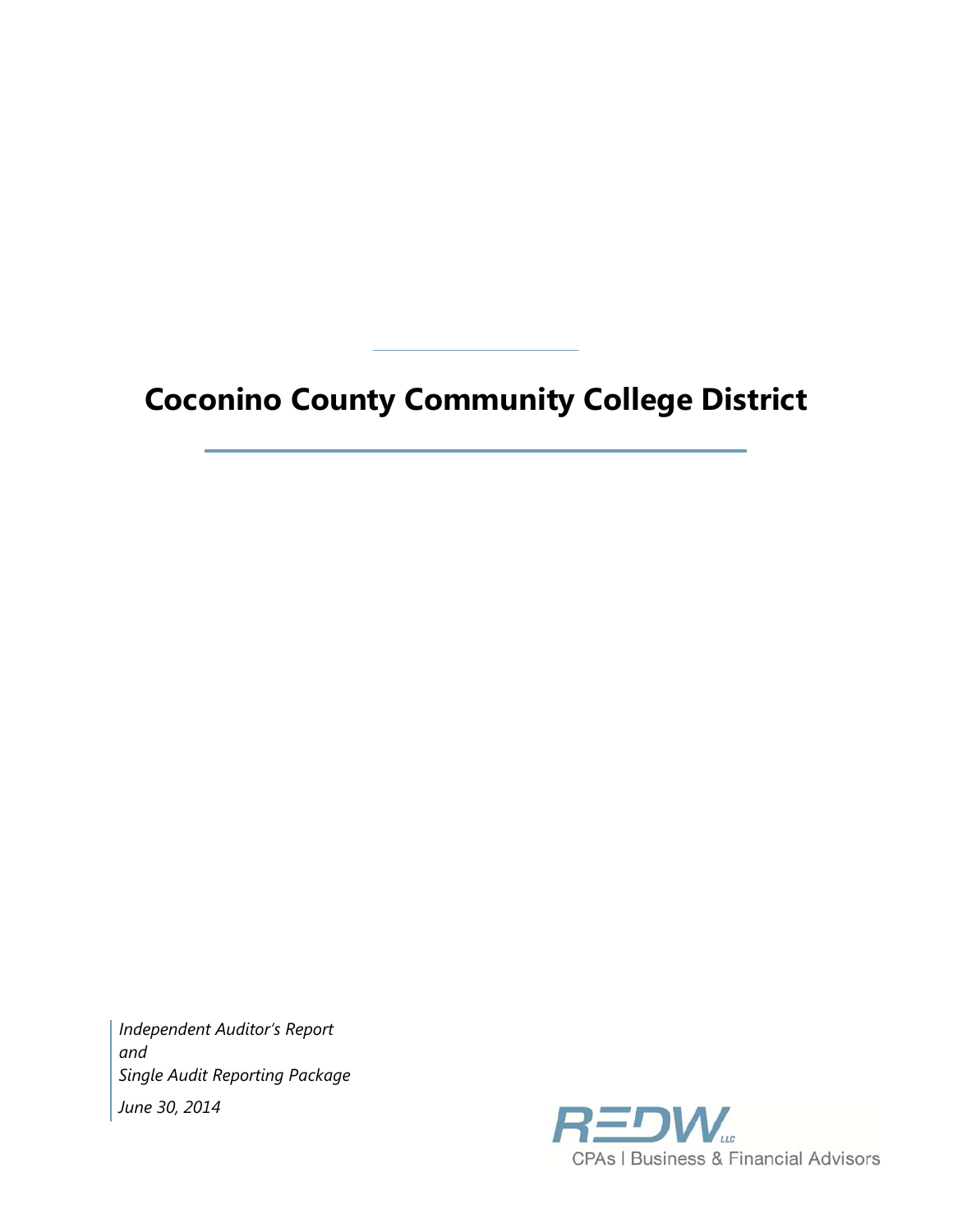# Coconino County Community College District

*Independent Auditor's Report*
*and*
*Single Audit Reporting Package*

*June 30, 2014*

REDW LLC
CPAs | Business & Financial Advisors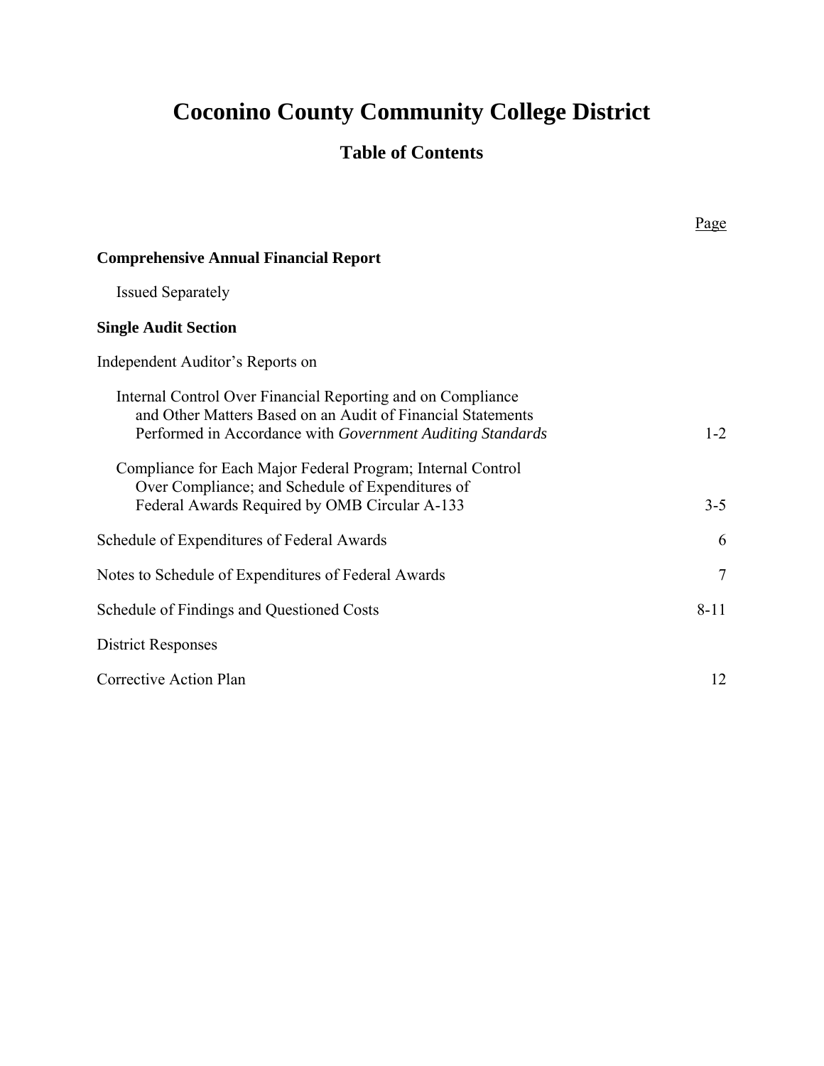# Coconino County Community College District

## Table of Contents

| | Page |
|---|---|
| **Comprehensive Annual Financial Report** | |
| Issued Separately | |
| **Single Audit Section** | |
| Independent Auditor's Reports on | |
| Internal Control Over Financial Reporting and on Compliance and Other Matters Based on an Audit of Financial Statements Performed in Accordance with *Government Auditing Standards* | 1-2 |
| Compliance for Each Major Federal Program; Internal Control Over Compliance; and Schedule of Expenditures of Federal Awards Required by OMB Circular A-133 | 3-5 |
| Schedule of Expenditures of Federal Awards | 6 |
| Notes to Schedule of Expenditures of Federal Awards | 7 |
| Schedule of Findings and Questioned Costs | 8-11 |
| District Responses | |
| Corrective Action Plan | 12 |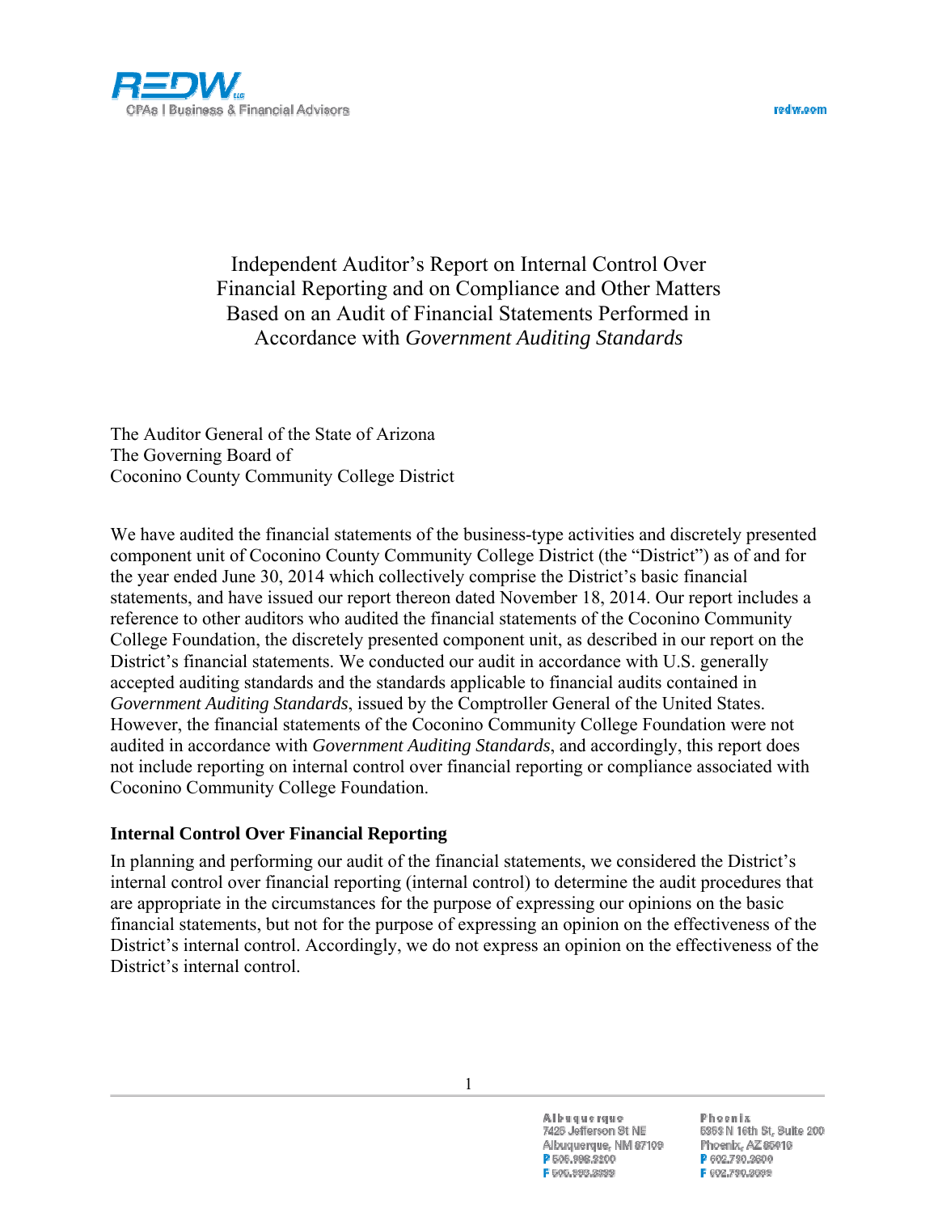# Independent Auditor's Report on Internal Control Over Financial Reporting and on Compliance and Other Matters Based on an Audit of Financial Statements Performed in Accordance with *Government Auditing Standards*

The Auditor General of the State of Arizona
The Governing Board of
Coconino County Community College District

We have audited the financial statements of the business-type activities and discretely presented component unit of Coconino County Community College District (the "District") as of and for the year ended June 30, 2014 which collectively comprise the District's basic financial statements, and have issued our report thereon dated November 18, 2014. Our report includes a reference to other auditors who audited the financial statements of the Coconino Community College Foundation, the discretely presented component unit, as described in our report on the District's financial statements. We conducted our audit in accordance with U.S. generally accepted auditing standards and the standards applicable to financial audits contained in *Government Auditing Standards*, issued by the Comptroller General of the United States. However, the financial statements of the Coconino Community College Foundation were not audited in accordance with *Government Auditing Standards*, and accordingly, this report does not include reporting on internal control over financial reporting or compliance associated with Coconino Community College Foundation.

## Internal Control Over Financial Reporting

In planning and performing our audit of the financial statements, we considered the District's internal control over financial reporting (internal control) to determine the audit procedures that are appropriate in the circumstances for the purpose of expressing our opinions on the basic financial statements, but not for the purpose of expressing an opinion on the effectiveness of the District's internal control. Accordingly, we do not express an opinion on the effectiveness of the District's internal control.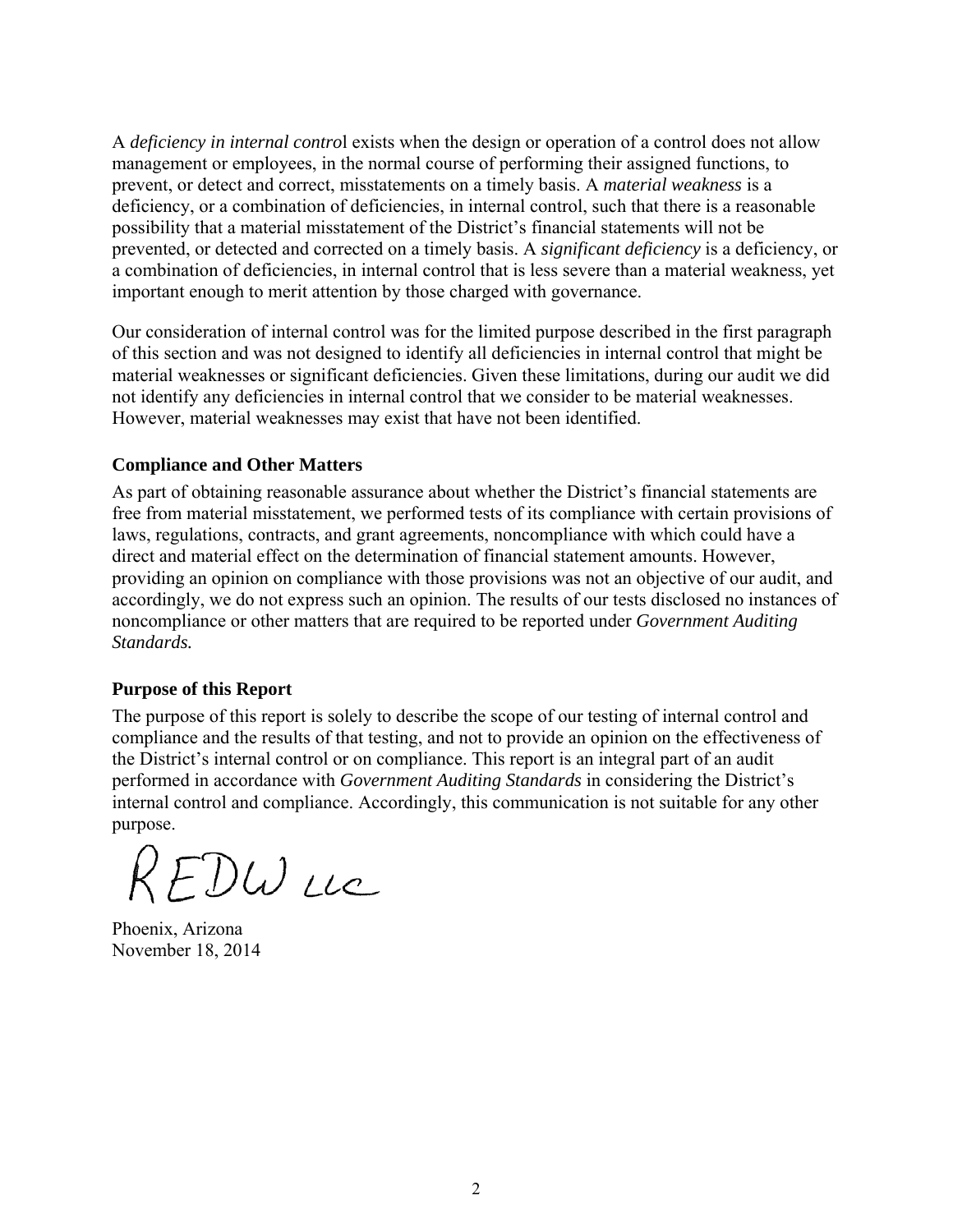A *deficiency in internal control* exists when the design or operation of a control does not allow management or employees, in the normal course of performing their assigned functions, to prevent, or detect and correct, misstatements on a timely basis. A *material weakness* is a deficiency, or a combination of deficiencies, in internal control, such that there is a reasonable possibility that a material misstatement of the District's financial statements will not be prevented, or detected and corrected on a timely basis. A *significant deficiency* is a deficiency, or a combination of deficiencies, in internal control that is less severe than a material weakness, yet important enough to merit attention by those charged with governance.

Our consideration of internal control was for the limited purpose described in the first paragraph of this section and was not designed to identify all deficiencies in internal control that might be material weaknesses or significant deficiencies. Given these limitations, during our audit we did not identify any deficiencies in internal control that we consider to be material weaknesses. However, material weaknesses may exist that have not been identified.

### Compliance and Other Matters

As part of obtaining reasonable assurance about whether the District's financial statements are free from material misstatement, we performed tests of its compliance with certain provisions of laws, regulations, contracts, and grant agreements, noncompliance with which could have a direct and material effect on the determination of financial statement amounts. However, providing an opinion on compliance with those provisions was not an objective of our audit, and accordingly, we do not express such an opinion. The results of our tests disclosed no instances of noncompliance or other matters that are required to be reported under *Government Auditing Standards.*

### Purpose of this Report

The purpose of this report is solely to describe the scope of our testing of internal control and compliance and the results of that testing, and not to provide an opinion on the effectiveness of the District's internal control or on compliance. This report is an integral part of an audit performed in accordance with *Government Auditing Standards* in considering the District's internal control and compliance. Accordingly, this communication is not suitable for any other purpose.

REDW LLC

Phoenix, Arizona
November 18, 2014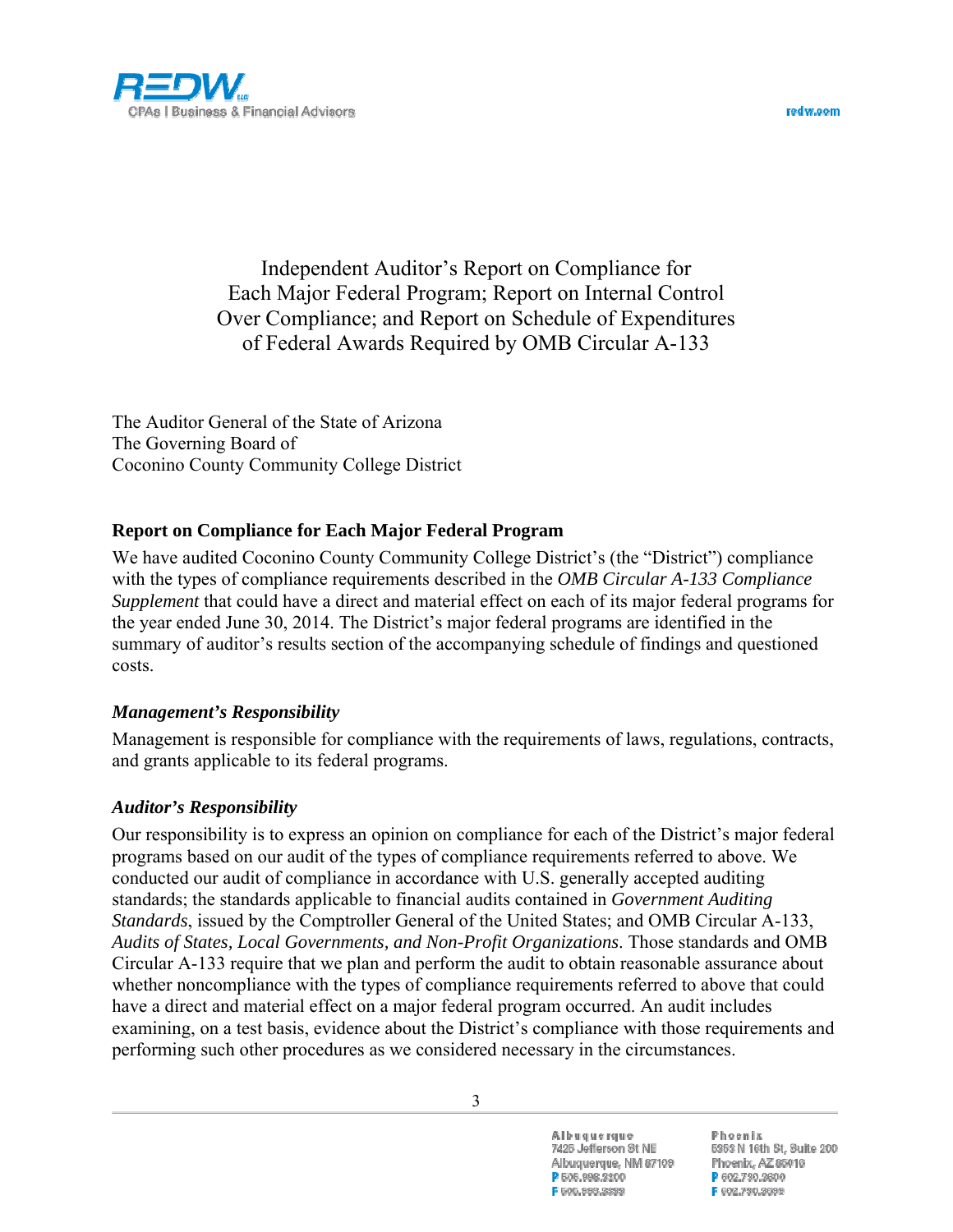# Independent Auditor's Report on Compliance for Each Major Federal Program; Report on Internal Control Over Compliance; and Report on Schedule of Expenditures of Federal Awards Required by OMB Circular A-133

The Auditor General of the State of Arizona
The Governing Board of
Coconino County Community College District

## Report on Compliance for Each Major Federal Program

We have audited Coconino County Community College District's (the "District") compliance with the types of compliance requirements described in the *OMB Circular A-133 Compliance Supplement* that could have a direct and material effect on each of its major federal programs for the year ended June 30, 2014. The District's major federal programs are identified in the summary of auditor's results section of the accompanying schedule of findings and questioned costs.

### *Management's Responsibility*

Management is responsible for compliance with the requirements of laws, regulations, contracts, and grants applicable to its federal programs.

### *Auditor's Responsibility*

Our responsibility is to express an opinion on compliance for each of the District's major federal programs based on our audit of the types of compliance requirements referred to above. We conducted our audit of compliance in accordance with U.S. generally accepted auditing standards; the standards applicable to financial audits contained in *Government Auditing Standards*, issued by the Comptroller General of the United States; and OMB Circular A-133, *Audits of States, Local Governments, and Non-Profit Organizations*. Those standards and OMB Circular A-133 require that we plan and perform the audit to obtain reasonable assurance about whether noncompliance with the types of compliance requirements referred to above that could have a direct and material effect on a major federal program occurred. An audit includes examining, on a test basis, evidence about the District's compliance with those requirements and performing such other procedures as we considered necessary in the circumstances.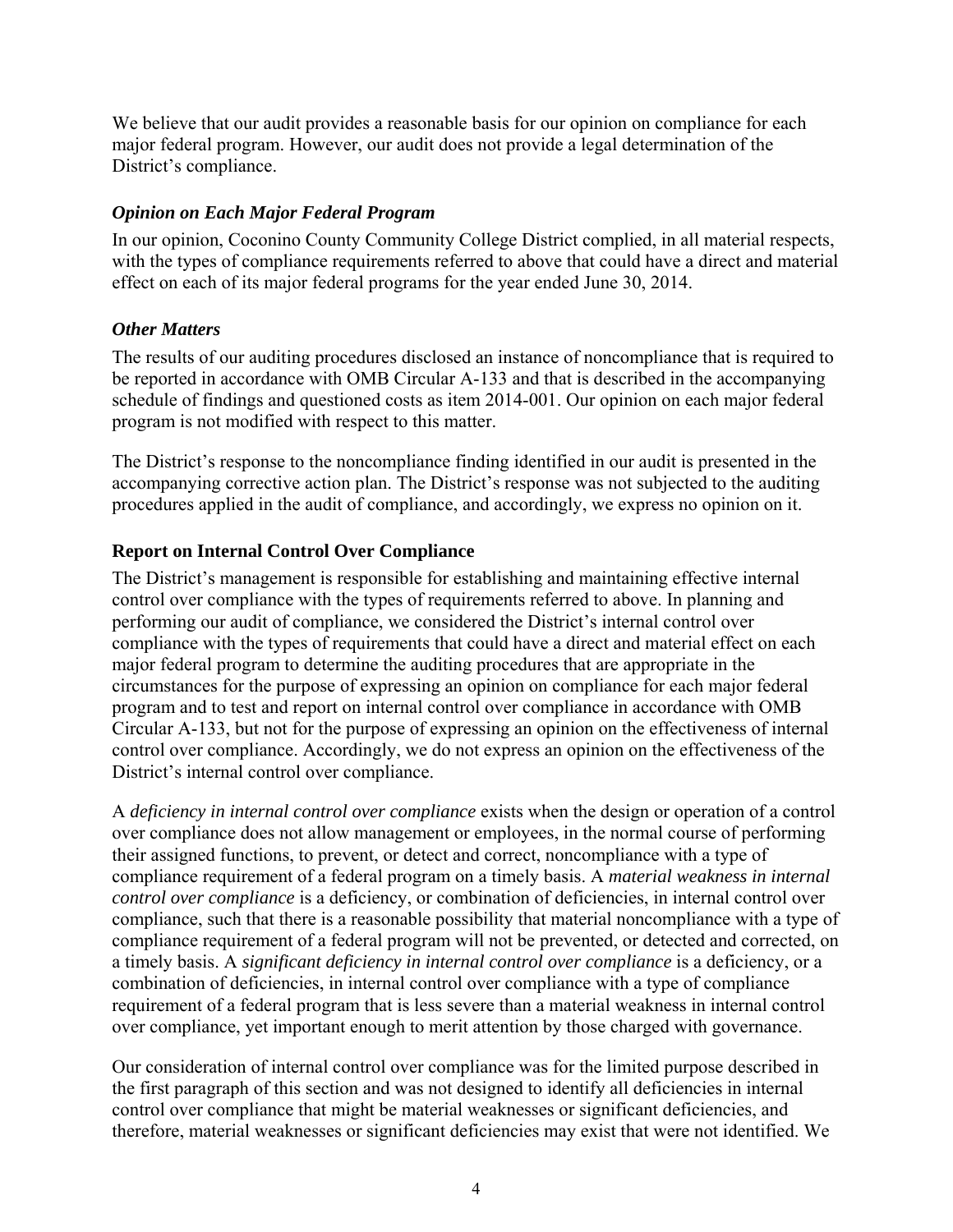We believe that our audit provides a reasonable basis for our opinion on compliance for each major federal program. However, our audit does not provide a legal determination of the District's compliance.

### *Opinion on Each Major Federal Program*

In our opinion, Coconino County Community College District complied, in all material respects, with the types of compliance requirements referred to above that could have a direct and material effect on each of its major federal programs for the year ended June 30, 2014.

### *Other Matters*

The results of our auditing procedures disclosed an instance of noncompliance that is required to be reported in accordance with OMB Circular A-133 and that is described in the accompanying schedule of findings and questioned costs as item 2014-001. Our opinion on each major federal program is not modified with respect to this matter.

The District's response to the noncompliance finding identified in our audit is presented in the accompanying corrective action plan. The District's response was not subjected to the auditing procedures applied in the audit of compliance, and accordingly, we express no opinion on it.

## Report on Internal Control Over Compliance

The District's management is responsible for establishing and maintaining effective internal control over compliance with the types of requirements referred to above. In planning and performing our audit of compliance, we considered the District's internal control over compliance with the types of requirements that could have a direct and material effect on each major federal program to determine the auditing procedures that are appropriate in the circumstances for the purpose of expressing an opinion on compliance for each major federal program and to test and report on internal control over compliance in accordance with OMB Circular A-133, but not for the purpose of expressing an opinion on the effectiveness of internal control over compliance. Accordingly, we do not express an opinion on the effectiveness of the District's internal control over compliance.

A *deficiency in internal control over compliance* exists when the design or operation of a control over compliance does not allow management or employees, in the normal course of performing their assigned functions, to prevent, or detect and correct, noncompliance with a type of compliance requirement of a federal program on a timely basis. A *material weakness in internal control over compliance* is a deficiency, or combination of deficiencies, in internal control over compliance, such that there is a reasonable possibility that material noncompliance with a type of compliance requirement of a federal program will not be prevented, or detected and corrected, on a timely basis. A *significant deficiency in internal control over compliance* is a deficiency, or a combination of deficiencies, in internal control over compliance with a type of compliance requirement of a federal program that is less severe than a material weakness in internal control over compliance, yet important enough to merit attention by those charged with governance.

Our consideration of internal control over compliance was for the limited purpose described in the first paragraph of this section and was not designed to identify all deficiencies in internal control over compliance that might be material weaknesses or significant deficiencies, and therefore, material weaknesses or significant deficiencies may exist that were not identified. We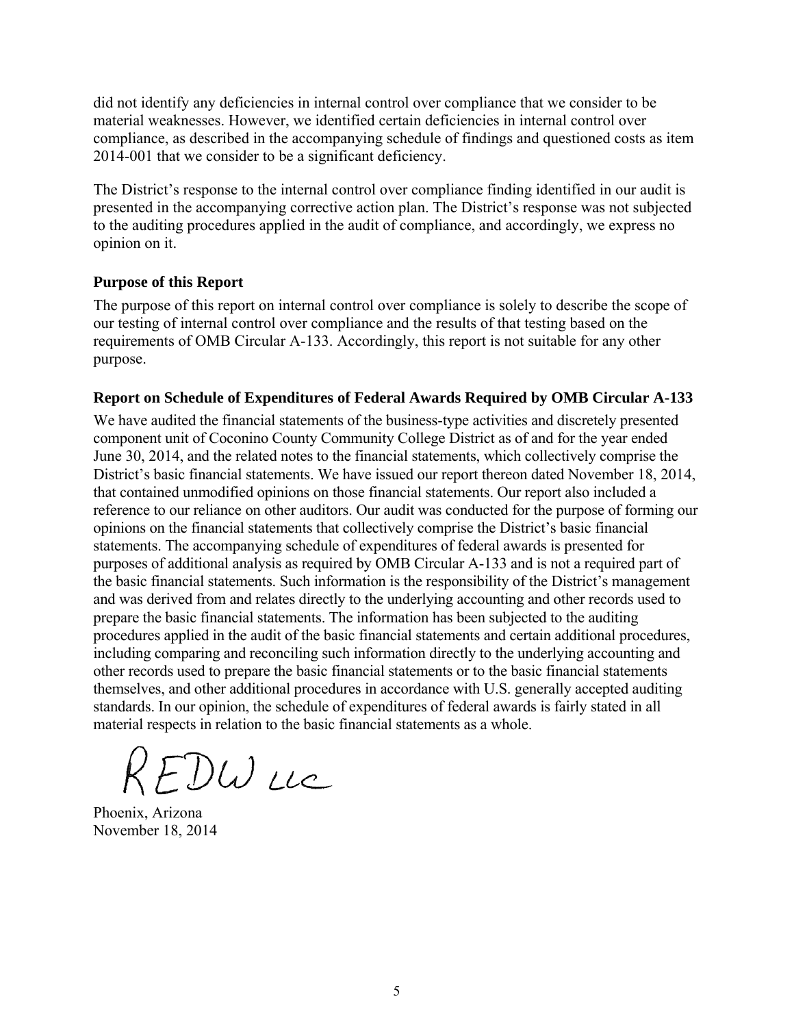did not identify any deficiencies in internal control over compliance that we consider to be material weaknesses. However, we identified certain deficiencies in internal control over compliance, as described in the accompanying schedule of findings and questioned costs as item 2014-001 that we consider to be a significant deficiency.

The District's response to the internal control over compliance finding identified in our audit is presented in the accompanying corrective action plan. The District's response was not subjected to the auditing procedures applied in the audit of compliance, and accordingly, we express no opinion on it.

### Purpose of this Report

The purpose of this report on internal control over compliance is solely to describe the scope of our testing of internal control over compliance and the results of that testing based on the requirements of OMB Circular A-133. Accordingly, this report is not suitable for any other purpose.

### Report on Schedule of Expenditures of Federal Awards Required by OMB Circular A-133

We have audited the financial statements of the business-type activities and discretely presented component unit of Coconino County Community College District as of and for the year ended June 30, 2014, and the related notes to the financial statements, which collectively comprise the District's basic financial statements. We have issued our report thereon dated November 18, 2014, that contained unmodified opinions on those financial statements. Our report also included a reference to our reliance on other auditors. Our audit was conducted for the purpose of forming our opinions on the financial statements that collectively comprise the District's basic financial statements. The accompanying schedule of expenditures of federal awards is presented for purposes of additional analysis as required by OMB Circular A-133 and is not a required part of the basic financial statements. Such information is the responsibility of the District's management and was derived from and relates directly to the underlying accounting and other records used to prepare the basic financial statements. The information has been subjected to the auditing procedures applied in the audit of the basic financial statements and certain additional procedures, including comparing and reconciling such information directly to the underlying accounting and other records used to prepare the basic financial statements or to the basic financial statements themselves, and other additional procedures in accordance with U.S. generally accepted auditing standards. In our opinion, the schedule of expenditures of federal awards is fairly stated in all material respects in relation to the basic financial statements as a whole.

REDW LLC

Phoenix, Arizona
November 18, 2014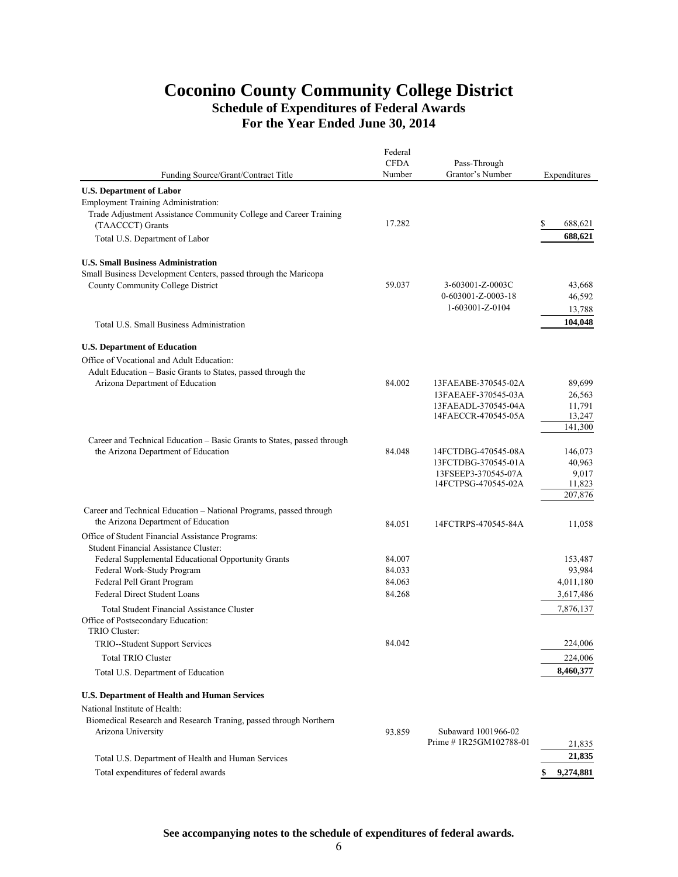# Coconino County Community College District

## Schedule of Expenditures of Federal Awards

## For the Year Ended June 30, 2014

| Funding Source/Grant/Contract Title | Federal CFDA Number | Pass-Through Grantor's Number | Expenditures |
|---|---|---|---|
| **U.S. Department of Labor** | | | |
| Employment Training Administration: | | | |
| Trade Adjustment Assistance Community College and Career Training (TAACCCT) Grants | 17.282 | | $ 688,621 |
| Total U.S. Department of Labor | | | **688,621** |
| **U.S. Small Business Administration** | | | |
| Small Business Development Centers, passed through the Maricopa County Community College District | 59.037 | 3-603001-Z-0003C | 43,668 |
| | | 0-603001-Z-0003-18 | 46,592 |
| | | 1-603001-Z-0104 | 13,788 |
| Total U.S. Small Business Administration | | | **104,048** |
| **U.S. Department of Education** | | | |
| Office of Vocational and Adult Education: | | | |
| Adult Education – Basic Grants to States, passed through the Arizona Department of Education | 84.002 | 13FAEABE-370545-02A | 89,699 |
| | | 13FAEAEF-370545-03A | 26,563 |
| | | 13FAEADL-370545-04A | 11,791 |
| | | 14FAECCR-470545-05A | 13,247 |
| | | | 141,300 |
| Career and Technical Education – Basic Grants to States, passed through the Arizona Department of Education | 84.048 | 14FCTDBG-470545-08A | 146,073 |
| | | 13FCTDBG-370545-01A | 40,963 |
| | | 13FSEEP3-370545-07A | 9,017 |
| | | 14FCTPSG-470545-02A | 11,823 |
| | | | 207,876 |
| Career and Technical Education – National Programs, passed through the Arizona Department of Education | 84.051 | 14FCTRPS-470545-84A | 11,058 |
| Office of Student Financial Assistance Programs: | | | |
| Student Financial Assistance Cluster: | | | |
| Federal Supplemental Educational Opportunity Grants | 84.007 | | 153,487 |
| Federal Work-Study Program | 84.033 | | 93,984 |
| Federal Pell Grant Program | 84.063 | | 4,011,180 |
| Federal Direct Student Loans | 84.268 | | 3,617,486 |
| Total Student Financial Assistance Cluster | | | 7,876,137 |
| Office of Postsecondary Education: | | | |
| TRIO Cluster: | | | |
| TRIO--Student Support Services | 84.042 | | 224,006 |
| Total TRIO Cluster | | | 224,006 |
| Total U.S. Department of Education | | | **8,460,377** |
| **U.S. Department of Health and Human Services** | | | |
| National Institute of Health: | | | |
| Biomedical Research and Research Traning, passed through Northern Arizona University | 93.859 | Subaward 1001966-02 Prime # 1R25GM102788-01 | 21,835 |
| Total U.S. Department of Health and Human Services | | | **21,835** |
| Total expenditures of federal awards | | | **$ 9,274,881** |

**See accompanying notes to the schedule of expenditures of federal awards.**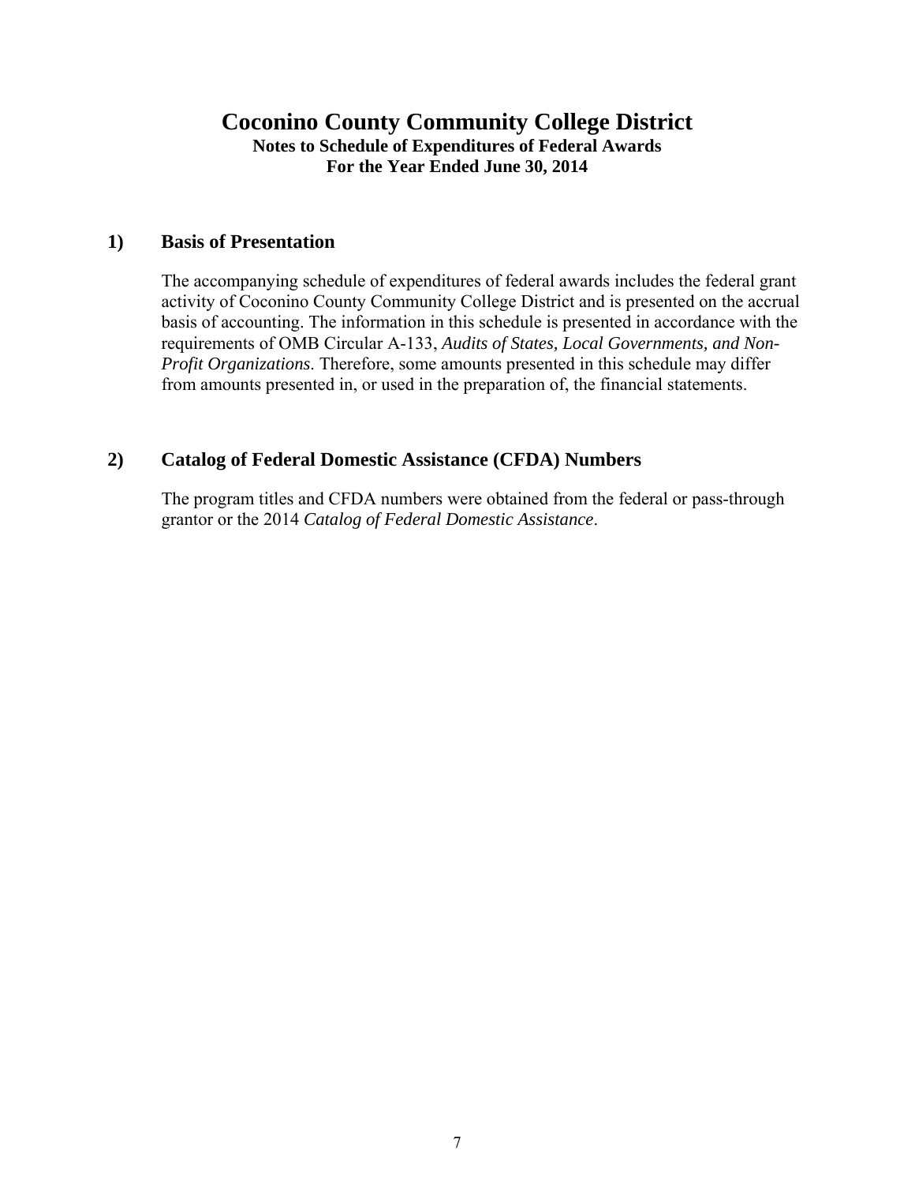# Coconino County Community College District

**Notes to Schedule of Expenditures of Federal Awards**
**For the Year Ended June 30, 2014**

## 1) Basis of Presentation

The accompanying schedule of expenditures of federal awards includes the federal grant activity of Coconino County Community College District and is presented on the accrual basis of accounting. The information in this schedule is presented in accordance with the requirements of OMB Circular A-133, *Audits of States, Local Governments, and Non-Profit Organizations*. Therefore, some amounts presented in this schedule may differ from amounts presented in, or used in the preparation of, the financial statements.

## 2) Catalog of Federal Domestic Assistance (CFDA) Numbers

The program titles and CFDA numbers were obtained from the federal or pass-through grantor or the 2014 *Catalog of Federal Domestic Assistance*.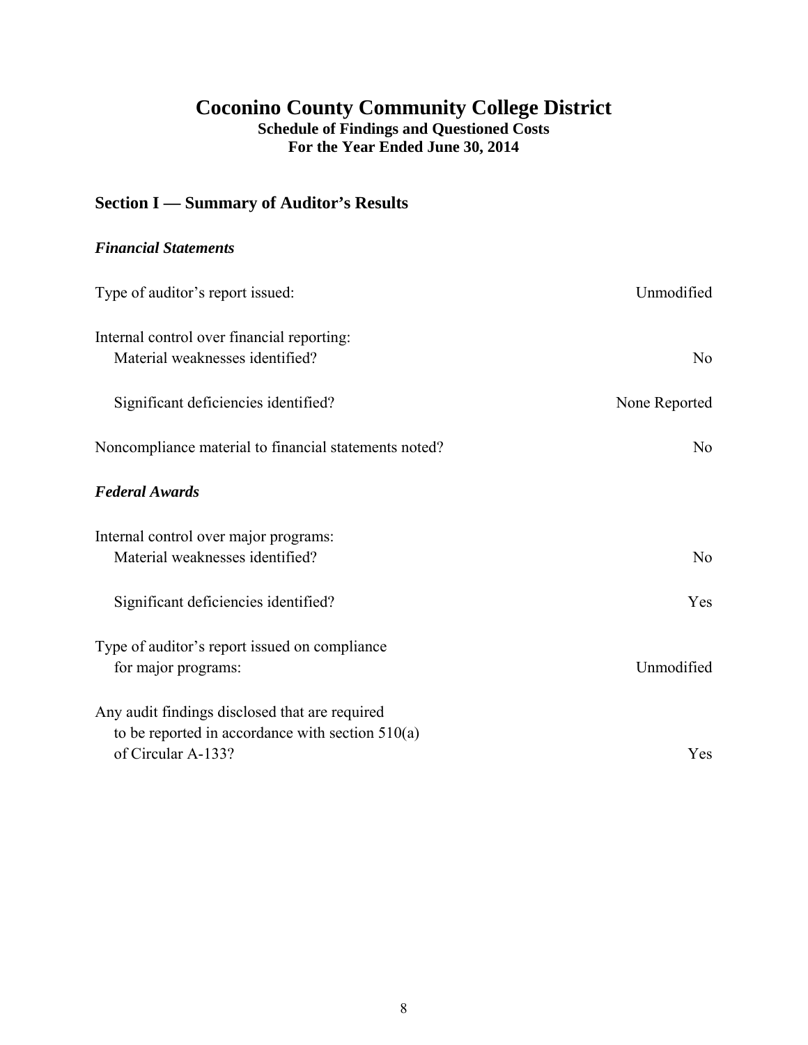# Coconino County Community College District

**Schedule of Findings and Questioned Costs**
**For the Year Ended June 30, 2014**

## Section I — Summary of Auditor's Results

### *Financial Statements*

| | |
|---|---|
| Type of auditor's report issued: | Unmodified |
| Internal control over financial reporting: | |
| Material weaknesses identified? | No |
| Significant deficiencies identified? | None Reported |
| Noncompliance material to financial statements noted? | No |

### *Federal Awards*

| | |
|---|---|
| Internal control over major programs: | |
| Material weaknesses identified? | No |
| Significant deficiencies identified? | Yes |
| Type of auditor's report issued on compliance for major programs: | Unmodified |
| Any audit findings disclosed that are required to be reported in accordance with section 510(a) of Circular A-133? | Yes |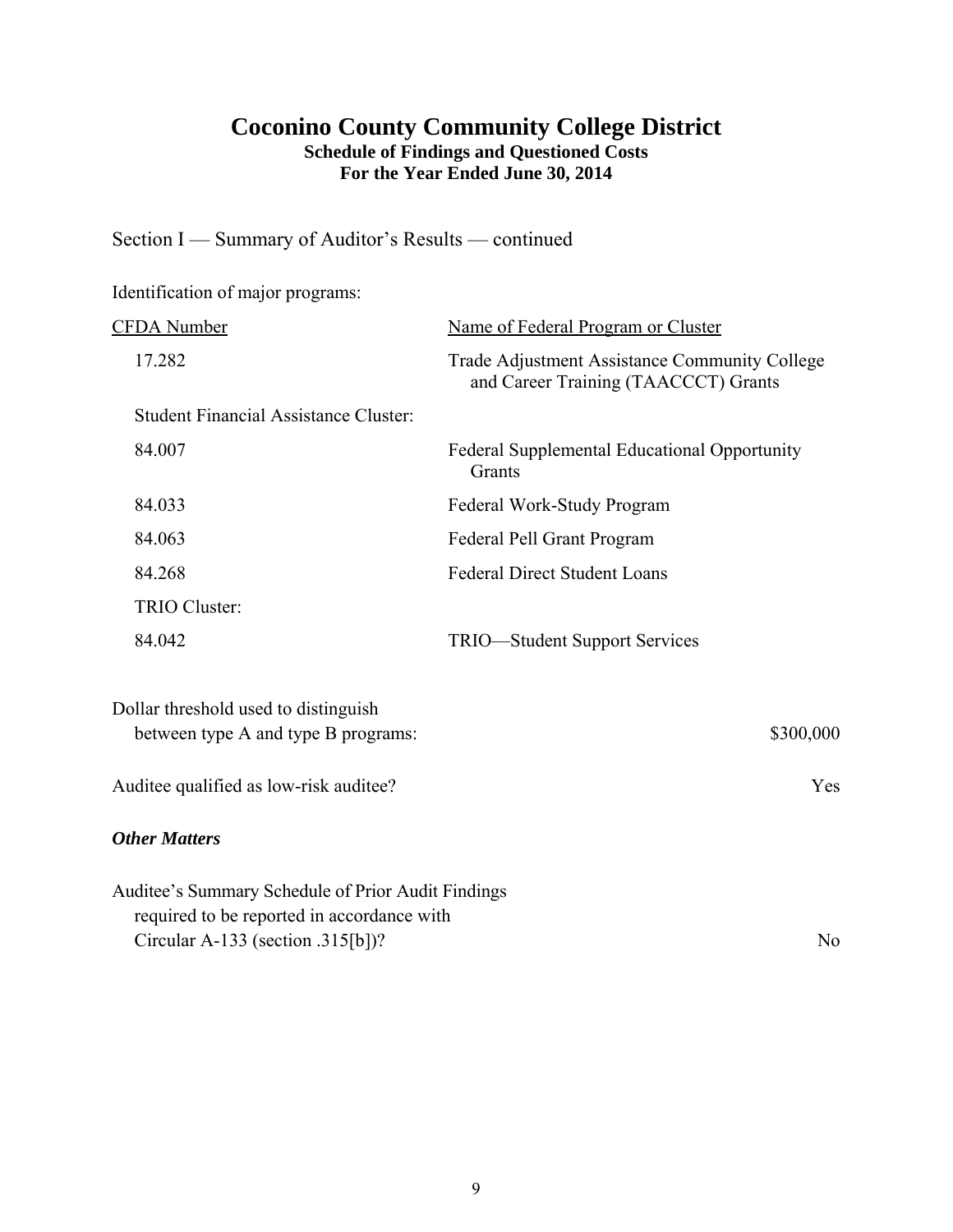# Coconino County Community College District

**Schedule of Findings and Questioned Costs**
**For the Year Ended June 30, 2014**

Section I — Summary of Auditor's Results — continued

Identification of major programs:

| CFDA Number | Name of Federal Program or Cluster |
|---|---|
| 17.282 | Trade Adjustment Assistance Community College and Career Training (TAACCCT) Grants |
| Student Financial Assistance Cluster: | |
| 84.007 | Federal Supplemental Educational Opportunity Grants |
| 84.033 | Federal Work-Study Program |
| 84.063 | Federal Pell Grant Program |
| 84.268 | Federal Direct Student Loans |
| TRIO Cluster: | |
| 84.042 | TRIO—Student Support Services |

| | |
|---|---|
| Dollar threshold used to distinguish between type A and type B programs: | $300,000 |
| Auditee qualified as low-risk auditee? | Yes |

***Other Matters***

| | |
|---|---|
| Auditee's Summary Schedule of Prior Audit Findings required to be reported in accordance with Circular A-133 (section .315[b])? | No |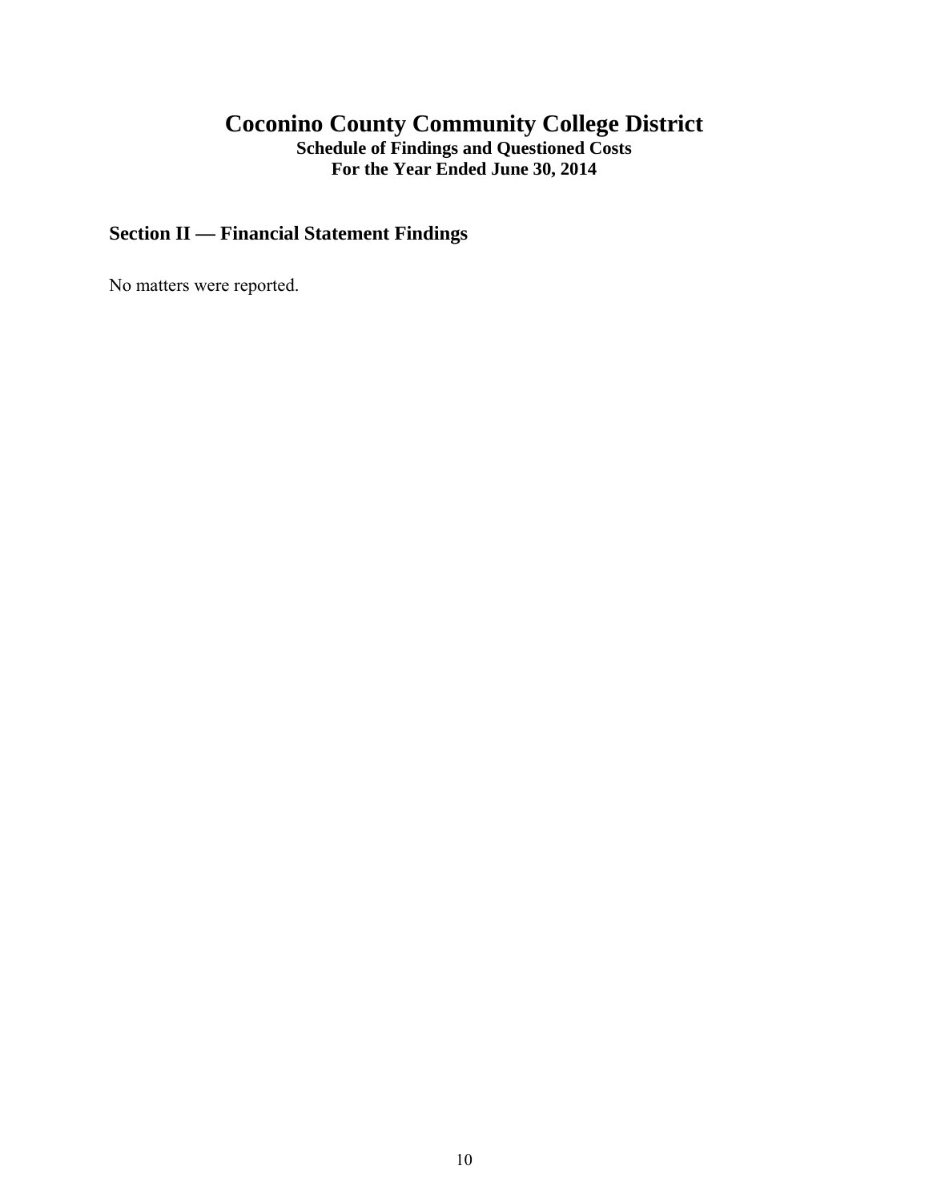# Coconino County Community College District

**Schedule of Findings and Questioned Costs**
**For the Year Ended June 30, 2014**

## Section II — Financial Statement Findings

No matters were reported.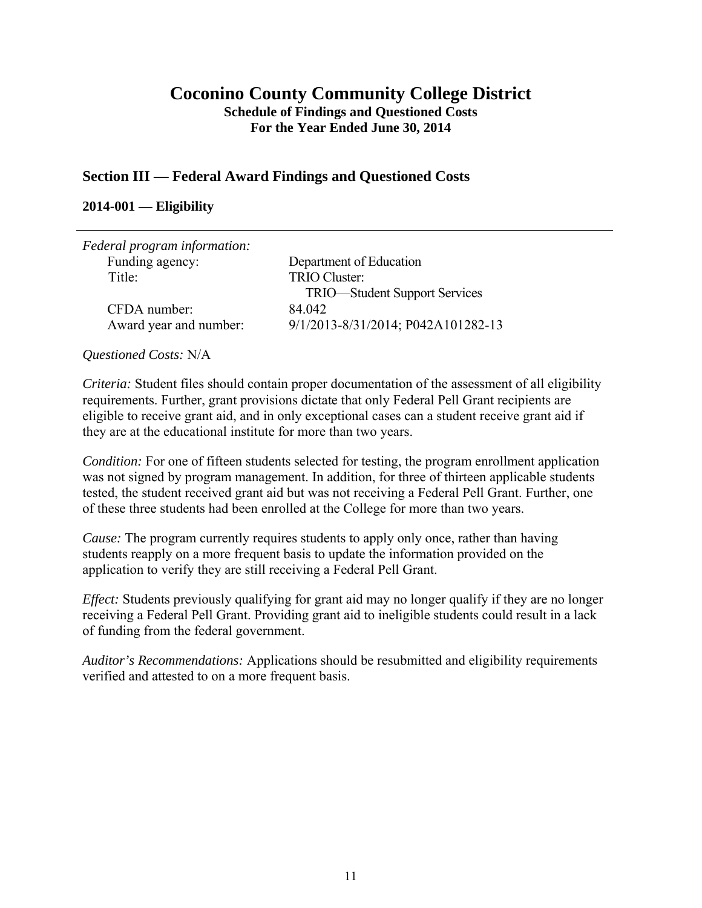# Coconino County Community College District

**Schedule of Findings and Questioned Costs**
**For the Year Ended June 30, 2014**

## Section III — Federal Award Findings and Questioned Costs

### 2014-001 — Eligibility

---

*Federal program information:*

| | |
|---|---|
| Funding agency: | Department of Education |
| Title: | TRIO Cluster:<br>TRIO—Student Support Services |
| CFDA number: | 84.042 |
| Award year and number: | 9/1/2013-8/31/2014; P042A101282-13 |

*Questioned Costs:* N/A

*Criteria:* Student files should contain proper documentation of the assessment of all eligibility requirements. Further, grant provisions dictate that only Federal Pell Grant recipients are eligible to receive grant aid, and in only exceptional cases can a student receive grant aid if they are at the educational institute for more than two years.

*Condition:* For one of fifteen students selected for testing, the program enrollment application was not signed by program management. In addition, for three of thirteen applicable students tested, the student received grant aid but was not receiving a Federal Pell Grant. Further, one of these three students had been enrolled at the College for more than two years.

*Cause:* The program currently requires students to apply only once, rather than having students reapply on a more frequent basis to update the information provided on the application to verify they are still receiving a Federal Pell Grant.

*Effect:* Students previously qualifying for grant aid may no longer qualify if they are no longer receiving a Federal Pell Grant. Providing grant aid to ineligible students could result in a lack of funding from the federal government.

*Auditor's Recommendations:* Applications should be resubmitted and eligibility requirements verified and attested to on a more frequent basis.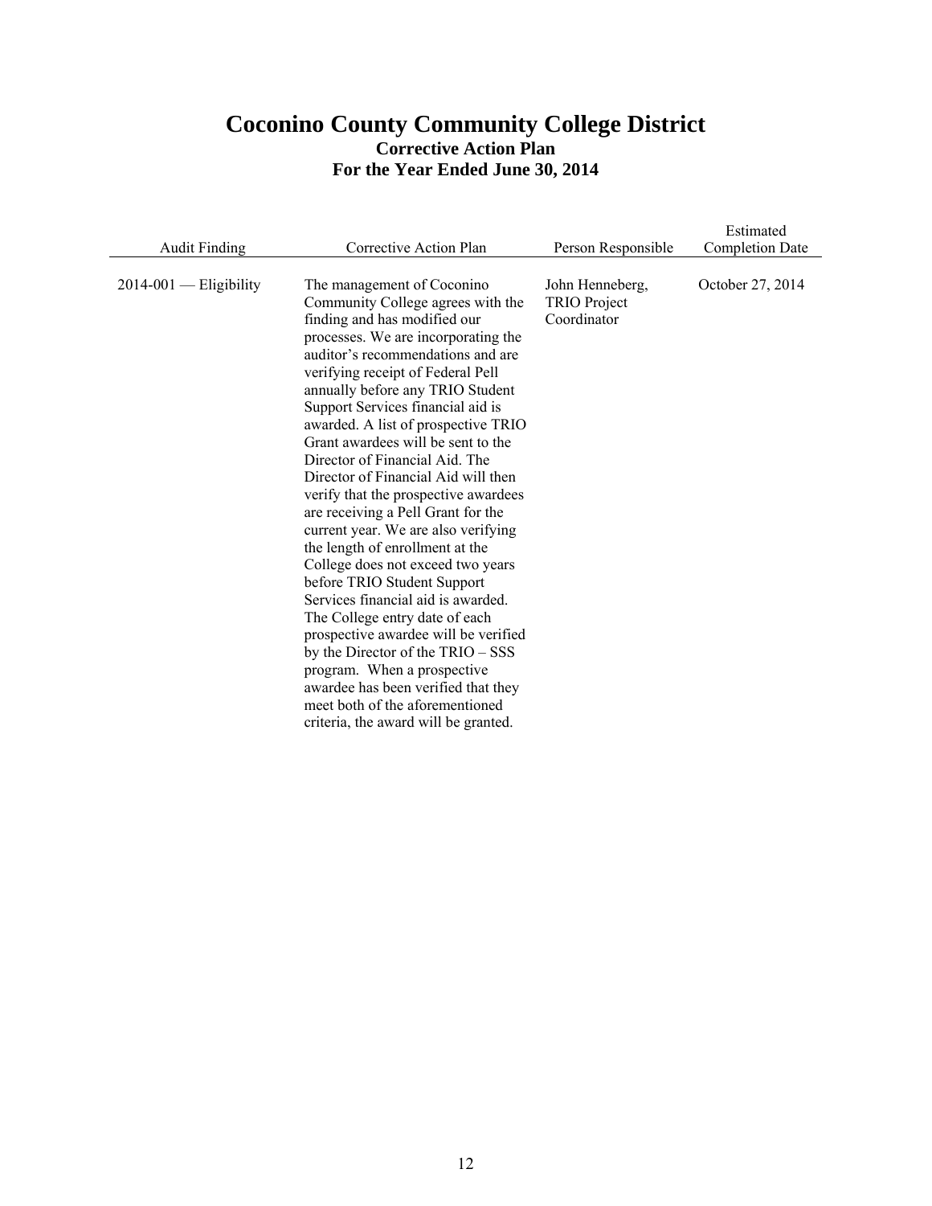# Coconino County Community College District

## Corrective Action Plan

## For the Year Ended June 30, 2014

| Audit Finding | Corrective Action Plan | Person Responsible | Estimated Completion Date |
|---|---|---|---|
| 2014-001 — Eligibility | The management of Coconino Community College agrees with the finding and has modified our processes. We are incorporating the auditor's recommendations and are verifying receipt of Federal Pell annually before any TRIO Student Support Services financial aid is awarded. A list of prospective TRIO Grant awardees will be sent to the Director of Financial Aid. The Director of Financial Aid will then verify that the prospective awardees are receiving a Pell Grant for the current year. We are also verifying the length of enrollment at the College does not exceed two years before TRIO Student Support Services financial aid is awarded. The College entry date of each prospective awardee will be verified by the Director of the TRIO – SSS program. When a prospective awardee has been verified that they meet both of the aforementioned criteria, the award will be granted. | John Henneberg, TRIO Project Coordinator | October 27, 2014 |